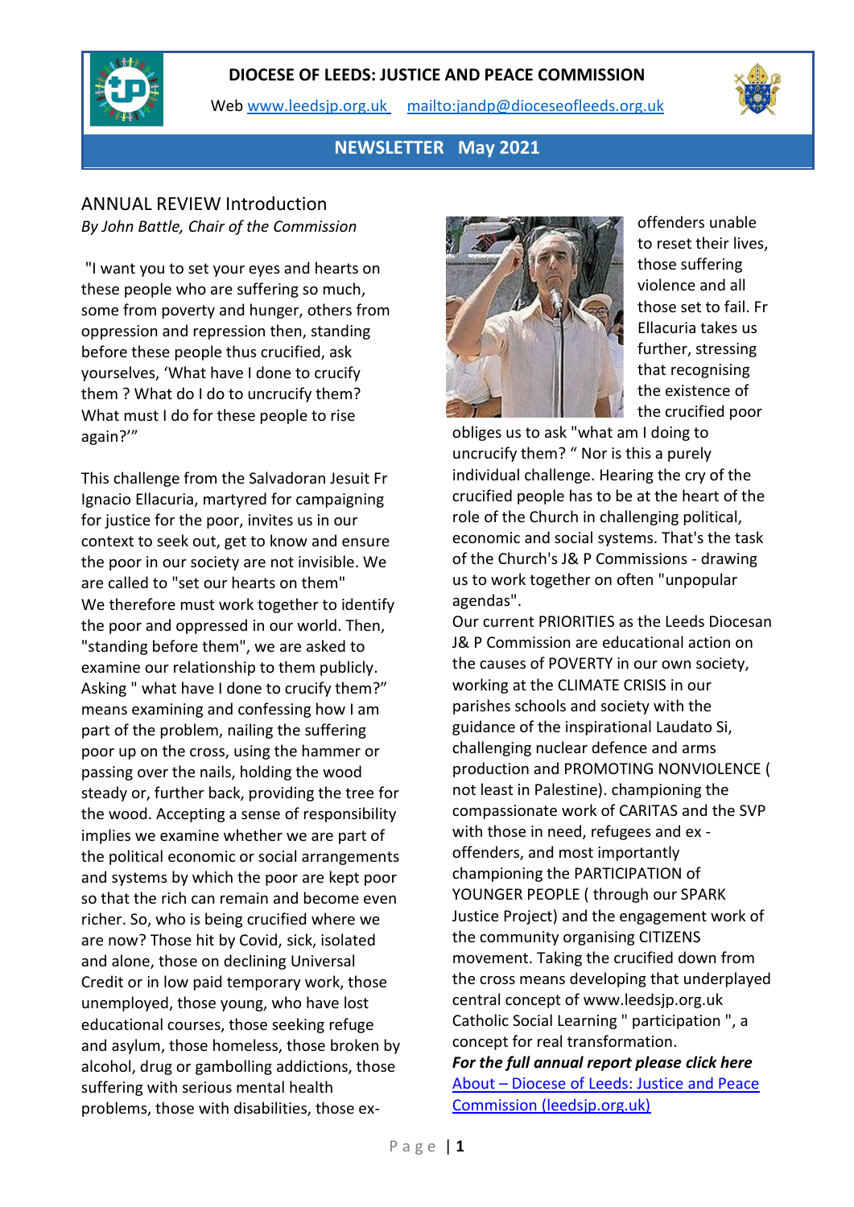**DIOCESE OF LEEDS: JUSTICE AND PEACE COMMISSION**

Web [www.leedsjp.org.uk](http://www.leedsjp.org.uk) [mailto:jandp@dioceseofleeds.org.uk](mailto:jandp@dioceseofleeds.org.uk)

**NEWSLETTER May 2021**

## ANNUAL REVIEW Introduction

*By John Battle, Chair of the Commission*

"I want you to set your eyes and hearts on these people who are suffering so much, some from poverty and hunger, others from oppression and repression then, standing before these people thus crucified, ask yourselves, 'What have I done to crucify them ? What do I do to uncrucify them? What must I do for these people to rise again?'"

This challenge from the Salvadoran Jesuit Fr Ignacio Ellacuria, martyred for campaigning for justice for the poor, invites us in our context to seek out, get to know and ensure the poor in our society are not invisible. We are called to "set our hearts on them" We therefore must work together to identify the poor and oppressed in our world. Then, "standing before them", we are asked to examine our relationship to them publicly. Asking " what have I done to crucify them?" means examining and confessing how I am part of the problem, nailing the suffering poor up on the cross, using the hammer or passing over the nails, holding the wood steady or, further back, providing the tree for the wood. Accepting a sense of responsibility implies we examine whether we are part of the political economic or social arrangements and systems by which the poor are kept poor so that the rich can remain and become even richer. So, who is being crucified where we are now? Those hit by Covid, sick, isolated and alone, those on declining Universal Credit or in low paid temporary work, those unemployed, those young, who have lost educational courses, those seeking refuge and asylum, those homeless, those broken by alcohol, drug or gambolling addictions, those suffering with serious mental health problems, those with disabilities, those ex-offenders unable to reset their lives, those suffering violence and all those set to fail. Fr Ellacuria takes us further, stressing that recognising the existence of the crucified poor obliges us to ask "what am I doing to uncrucify them? " Nor is this a purely individual challenge. Hearing the cry of the crucified people has to be at the heart of the role of the Church in challenging political, economic and social systems. That's the task of the Church's J& P Commissions - drawing us to work together on often "unpopular agendas".

Our current PRIORITIES as the Leeds Diocesan J& P Commission are educational action on the causes of POVERTY in our own society, working at the CLIMATE CRISIS in our parishes schools and society with the guidance of the inspirational Laudato Si, challenging nuclear defence and arms production and PROMOTING NONVIOLENCE ( not least in Palestine). championing the compassionate work of CARITAS and the SVP with those in need, refugees and ex - offenders, and most importantly championing the PARTICIPATION of YOUNGER PEOPLE ( through our SPARK Justice Project) and the engagement work of the community organising CITIZENS movement. Taking the crucified down from the cross means developing that underplayed central concept of www.leedsjp.org.uk Catholic Social Learning " participation ", a concept for real transformation.

***For the full annual report please click here***

[About – Diocese of Leeds: Justice and Peace Commission (leedsjp.org.uk)](http://www.leedsjp.org.uk)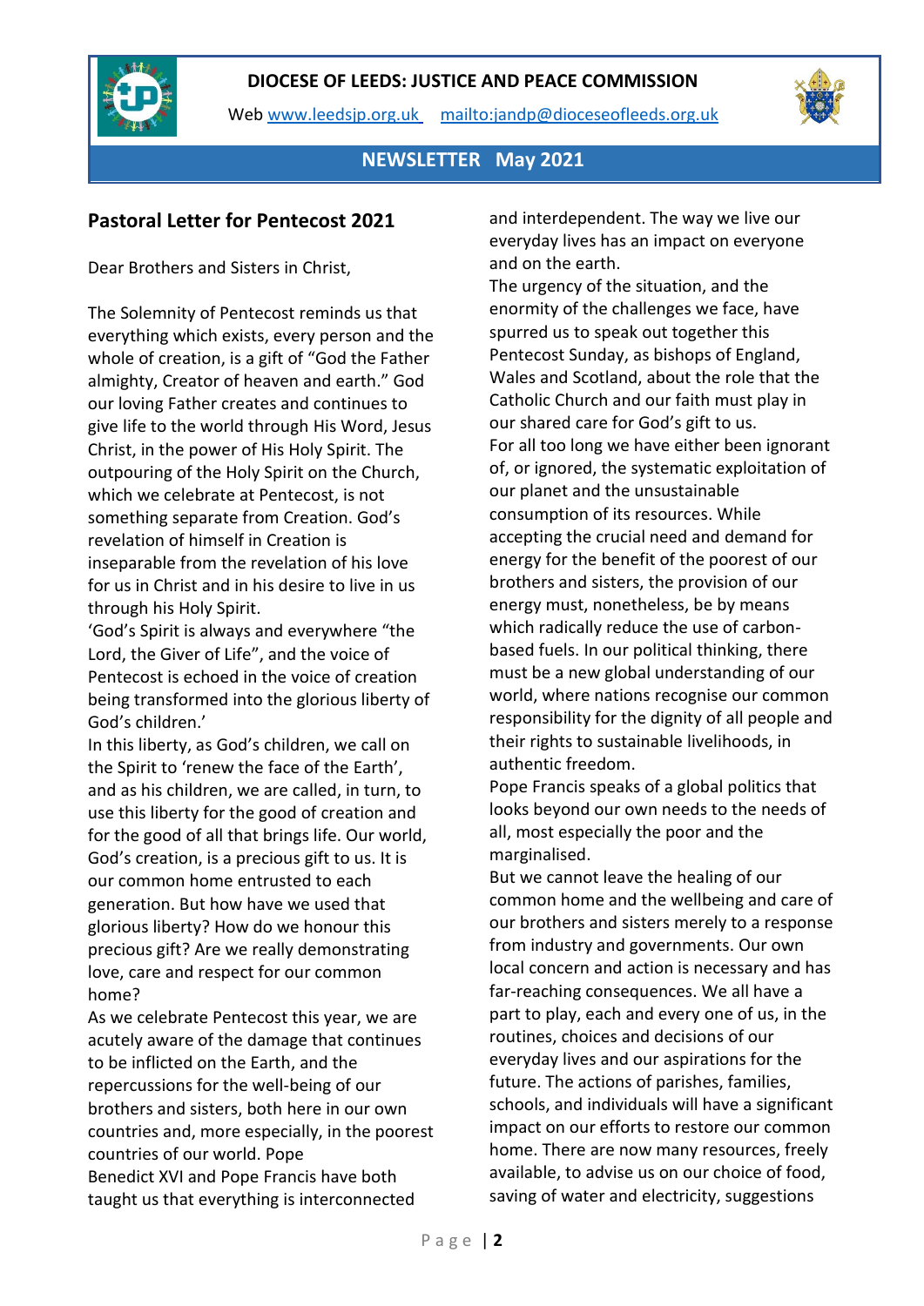**DIOCESE OF LEEDS: JUSTICE AND PEACE COMMISSION**

Web www.leedsjp.org.uk mailto:jandp@dioceseofleeds.org.uk

**NEWSLETTER May 2021**

## Pastoral Letter for Pentecost 2021

Dear Brothers and Sisters in Christ,

The Solemnity of Pentecost reminds us that everything which exists, every person and the whole of creation, is a gift of "God the Father almighty, Creator of heaven and earth." God our loving Father creates and continues to give life to the world through His Word, Jesus Christ, in the power of His Holy Spirit. The outpouring of the Holy Spirit on the Church, which we celebrate at Pentecost, is not something separate from Creation. God's revelation of himself in Creation is inseparable from the revelation of his love for us in Christ and in his desire to live in us through his Holy Spirit.

'God's Spirit is always and everywhere "the Lord, the Giver of Life", and the voice of Pentecost is echoed in the voice of creation being transformed into the glorious liberty of God's children.'

In this liberty, as God's children, we call on the Spirit to 'renew the face of the Earth', and as his children, we are called, in turn, to use this liberty for the good of creation and for the good of all that brings life. Our world, God's creation, is a precious gift to us. It is our common home entrusted to each generation. But how have we used that glorious liberty? How do we honour this precious gift? Are we really demonstrating love, care and respect for our common home?

As we celebrate Pentecost this year, we are acutely aware of the damage that continues to be inflicted on the Earth, and the repercussions for the well-being of our brothers and sisters, both here in our own countries and, more especially, in the poorest countries of our world. Pope Benedict XVI and Pope Francis have both taught us that everything is interconnected and interdependent. The way we live our everyday lives has an impact on everyone and on the earth.

The urgency of the situation, and the enormity of the challenges we face, have spurred us to speak out together this Pentecost Sunday, as bishops of England, Wales and Scotland, about the role that the Catholic Church and our faith must play in our shared care for God's gift to us.

For all too long we have either been ignorant of, or ignored, the systematic exploitation of our planet and the unsustainable consumption of its resources. While accepting the crucial need and demand for energy for the benefit of the poorest of our brothers and sisters, the provision of our energy must, nonetheless, be by means which radically reduce the use of carbon-based fuels. In our political thinking, there must be a new global understanding of our world, where nations recognise our common responsibility for the dignity of all people and their rights to sustainable livelihoods, in authentic freedom.

Pope Francis speaks of a global politics that looks beyond our own needs to the needs of all, most especially the poor and the marginalised.

But we cannot leave the healing of our common home and the wellbeing and care of our brothers and sisters merely to a response from industry and governments. Our own local concern and action is necessary and has far-reaching consequences. We all have a part to play, each and every one of us, in the routines, choices and decisions of our everyday lives and our aspirations for the future. The actions of parishes, families, schools, and individuals will have a significant impact on our efforts to restore our common home. There are now many resources, freely available, to advise us on our choice of food, saving of water and electricity, suggestions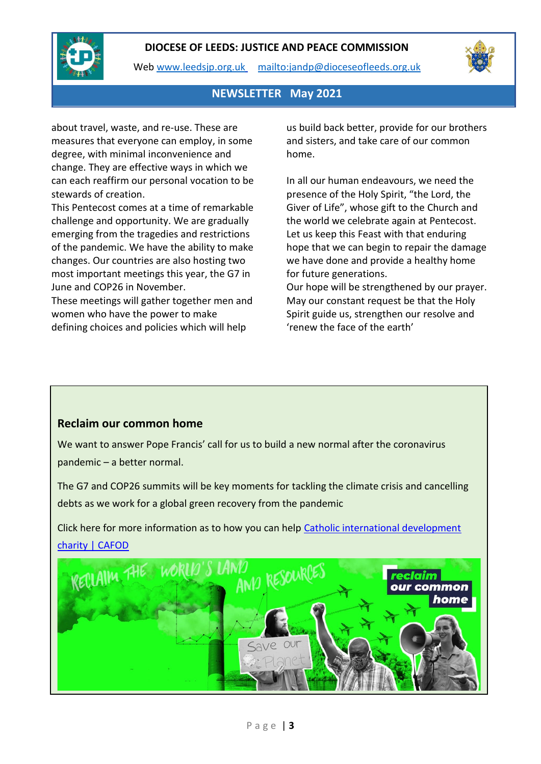about travel, waste, and re-use. These are measures that everyone can employ, in some degree, with minimal inconvenience and change. They are effective ways in which we can each reaffirm our personal vocation to be stewards of creation.

This Pentecost comes at a time of remarkable challenge and opportunity. We are gradually emerging from the tragedies and restrictions of the pandemic. We have the ability to make changes. Our countries are also hosting two most important meetings this year, the G7 in June and COP26 in November.

These meetings will gather together men and women who have the power to make defining choices and policies which will help us build back better, provide for our brothers and sisters, and take care of our common home.

In all our human endeavours, we need the presence of the Holy Spirit, "the Lord, the Giver of Life", whose gift to the Church and the world we celebrate again at Pentecost. Let us keep this Feast with that enduring hope that we can begin to repair the damage we have done and provide a healthy home for future generations.

Our hope will be strengthened by our prayer. May our constant request be that the Holy Spirit guide us, strengthen our resolve and 'renew the face of the earth'

## Reclaim our common home

We want to answer Pope Francis' call for us to build a new normal after the coronavirus pandemic – a better normal.

The G7 and COP26 summits will be key moments for tackling the climate crisis and cancelling debts as we work for a global green recovery from the pandemic

Click here for more information as to how you can help [Catholic international development charity | CAFOD]()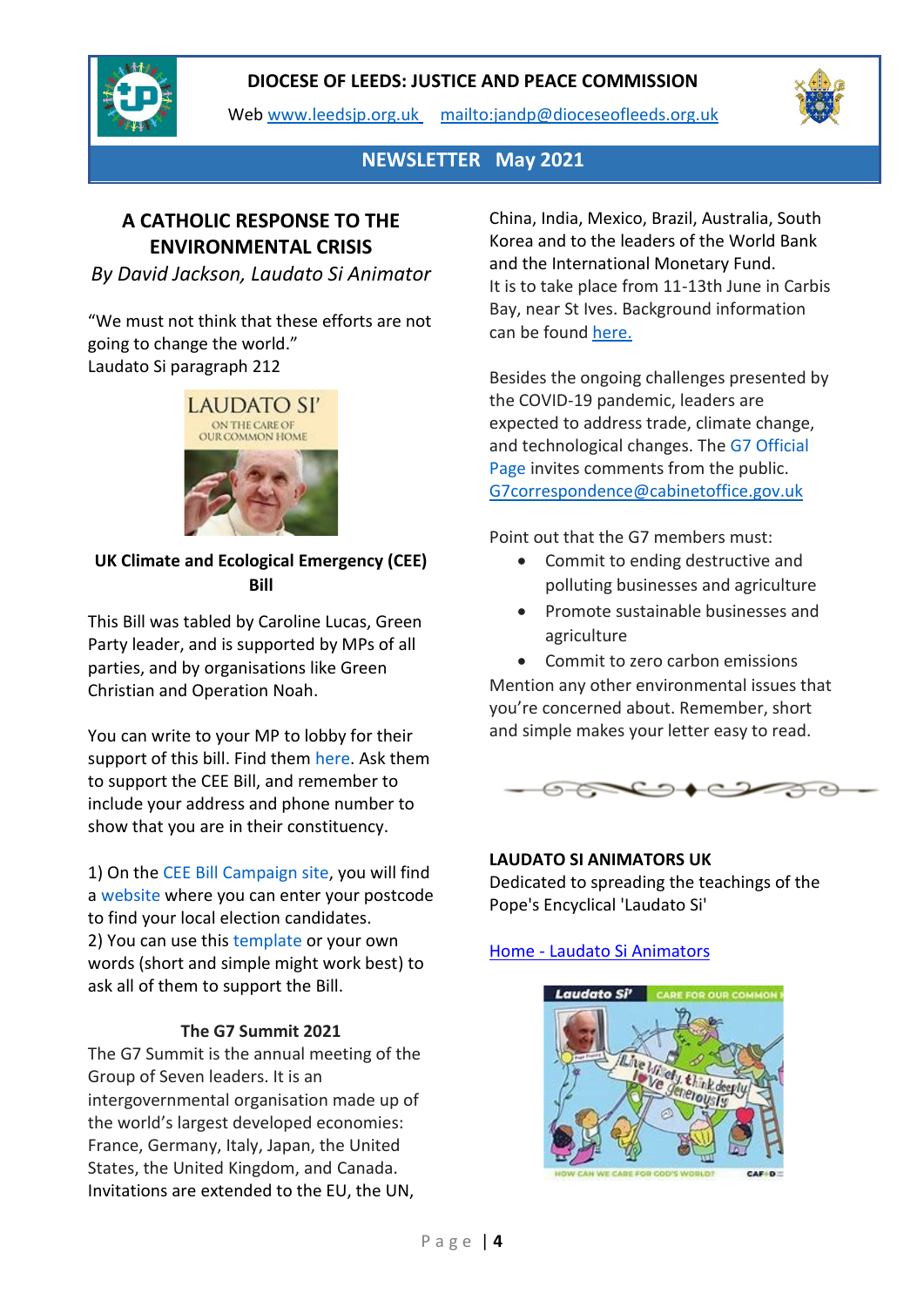**DIOCESE OF LEEDS: JUSTICE AND PEACE COMMISSION**

Web www.leedsjp.org.uk mailto:jandp@dioceseofleeds.org.uk

**NEWSLETTER May 2021**

## A CATHOLIC RESPONSE TO THE ENVIRONMENTAL CRISIS

*By David Jackson, Laudato Si Animator*

"We must not think that these efforts are not going to change the world."
Laudato Si paragraph 212

### UK Climate and Ecological Emergency (CEE) Bill

This Bill was tabled by Caroline Lucas, Green Party leader, and is supported by MPs of all parties, and by organisations like Green Christian and Operation Noah.

You can write to your MP to lobby for their support of this bill. Find them here. Ask them to support the CEE Bill, and remember to include your address and phone number to show that you are in their constituency.

1) On the CEE Bill Campaign site, you will find a website where you can enter your postcode to find your local election candidates.
2) You can use this template or your own words (short and simple might work best) to ask all of them to support the Bill.

### The G7 Summit 2021

The G7 Summit is the annual meeting of the Group of Seven leaders. It is an intergovernmental organisation made up of the world's largest developed economies: France, Germany, Italy, Japan, the United States, the United Kingdom, and Canada. Invitations are extended to the EU, the UN, China, India, Mexico, Brazil, Australia, South Korea and to the leaders of the World Bank and the International Monetary Fund.
It is to take place from 11-13th June in Carbis Bay, near St Ives. Background information can be found here.

Besides the ongoing challenges presented by the COVID-19 pandemic, leaders are expected to address trade, climate change, and technological changes. The G7 Official Page invites comments from the public. G7correspondence@cabinetoffice.gov.uk

Point out that the G7 members must:

- Commit to ending destructive and polluting businesses and agriculture
- Promote sustainable businesses and agriculture
- Commit to zero carbon emissions

Mention any other environmental issues that you're concerned about. Remember, short and simple makes your letter easy to read.

### LAUDATO SI ANIMATORS UK

Dedicated to spreading the teachings of the Pope's Encyclical 'Laudato Si'

Home - Laudato Si Animators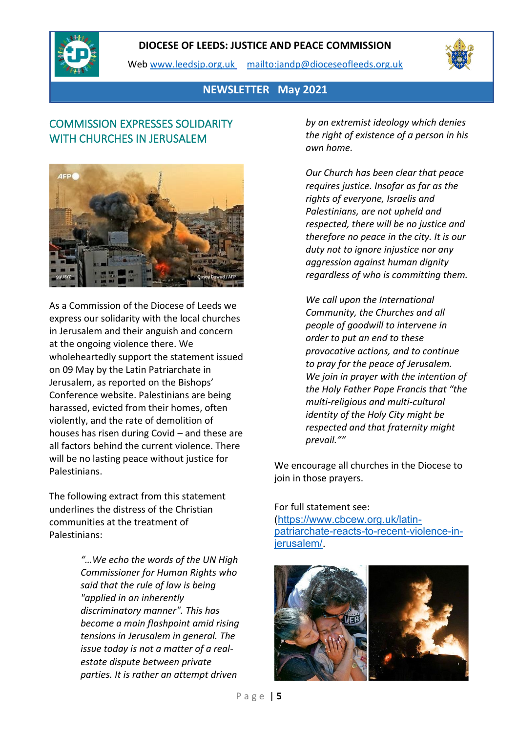# DIOCESE OF LEEDS: JUSTICE AND PEACE COMMISSION

Web [www.leedsjp.org.uk](http://www.leedsjp.org.uk) [mailto:jandp@dioceseofleeds.org.uk](mailto:jandp@dioceseofleeds.org.uk)

**NEWSLETTER May 2021**

## COMMISSION EXPRESSES SOLIDARITY WITH CHURCHES IN JERUSALEM

As a Commission of the Diocese of Leeds we express our solidarity with the local churches in Jerusalem and their anguish and concern at the ongoing violence there. We wholeheartedly support the statement issued on 09 May by the Latin Patriarchate in Jerusalem, as reported on the Bishops' Conference website. Palestinians are being harassed, evicted from their homes, often violently, and the rate of demolition of houses has risen during Covid – and these are all factors behind the current violence. There will be no lasting peace without justice for Palestinians.

The following extract from this statement underlines the distress of the Christian communities at the treatment of Palestinians:

> *"…We echo the words of the UN High Commissioner for Human Rights who said that the rule of law is being "applied in an inherently discriminatory manner". This has become a main flashpoint amid rising tensions in Jerusalem in general. The issue today is not a matter of a real-estate dispute between private parties. It is rather an attempt driven by an extremist ideology which denies the right of existence of a person in his own home.*
>
> *Our Church has been clear that peace requires justice. Insofar as far as the rights of everyone, Israelis and Palestinians, are not upheld and respected, there will be no justice and therefore no peace in the city. It is our duty not to ignore injustice nor any aggression against human dignity regardless of who is committing them.*
>
> *We call upon the International Community, the Churches and all people of goodwill to intervene in order to put an end to these provocative actions, and to continue to pray for the peace of Jerusalem. We join in prayer with the intention of the Holy Father Pope Francis that "the multi-religious and multi-cultural identity of the Holy City might be respected and that fraternity might prevail.""*

We encourage all churches in the Diocese to join in those prayers.

For full statement see: ([https://www.cbcew.org.uk/latin-patriarchate-reacts-to-recent-violence-in-jerusalem/](https://www.cbcew.org.uk/latin-patriarchate-reacts-to-recent-violence-in-jerusalem/)).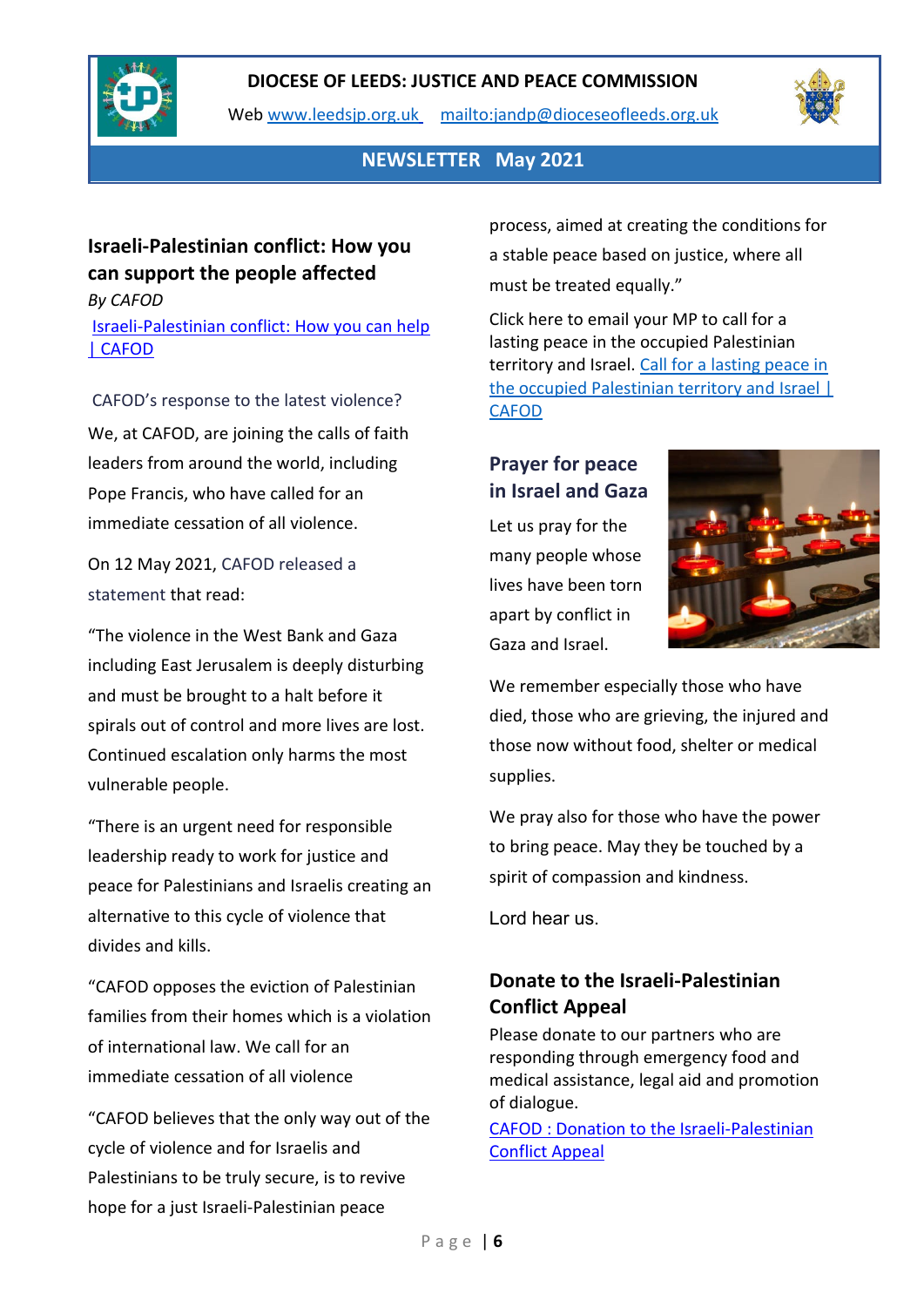DIOCESE OF LEEDS: JUSTICE AND PEACE COMMISSION

Web www.leedsjp.org.uk mailto:jandp@dioceseofleeds.org.uk

NEWSLETTER May 2021

## Israeli-Palestinian conflict: How you can support the people affected

*By CAFOD*

Israeli-Palestinian conflict: How you can help | CAFOD

CAFOD's response to the latest violence?

We, at CAFOD, are joining the calls of faith leaders from around the world, including Pope Francis, who have called for an immediate cessation of all violence.

On 12 May 2021, CAFOD released a statement that read:

"The violence in the West Bank and Gaza including East Jerusalem is deeply disturbing and must be brought to a halt before it spirals out of control and more lives are lost. Continued escalation only harms the most vulnerable people.

"There is an urgent need for responsible leadership ready to work for justice and peace for Palestinians and Israelis creating an alternative to this cycle of violence that divides and kills.

"CAFOD opposes the eviction of Palestinian families from their homes which is a violation of international law. We call for an immediate cessation of all violence

"CAFOD believes that the only way out of the cycle of violence and for Israelis and Palestinians to be truly secure, is to revive hope for a just Israeli-Palestinian peace process, aimed at creating the conditions for a stable peace based on justice, where all must be treated equally."

Click here to email your MP to call for a lasting peace in the occupied Palestinian territory and Israel. Call for a lasting peace in the occupied Palestinian territory and Israel | CAFOD

## Prayer for peace in Israel and Gaza

Let us pray for the many people whose lives have been torn apart by conflict in Gaza and Israel.

We remember especially those who have died, those who are grieving, the injured and those now without food, shelter or medical supplies.

We pray also for those who have the power to bring peace. May they be touched by a spirit of compassion and kindness.

Lord hear us.

## Donate to the Israeli-Palestinian Conflict Appeal

Please donate to our partners who are responding through emergency food and medical assistance, legal aid and promotion of dialogue.

CAFOD : Donation to the Israeli-Palestinian Conflict Appeal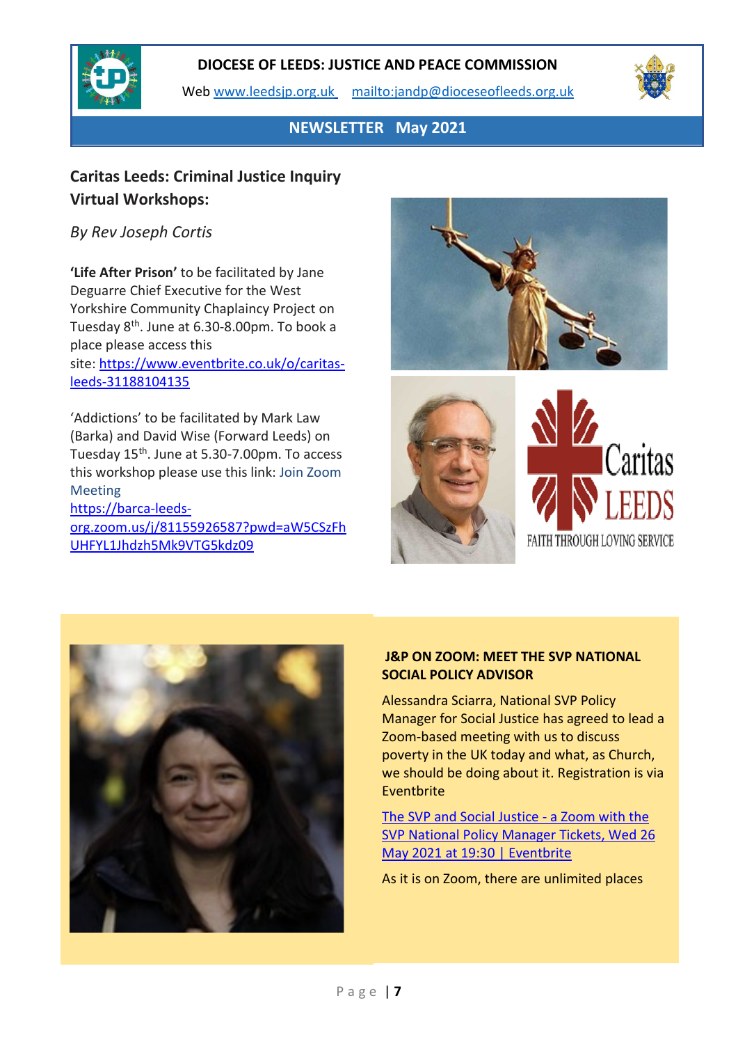**DIOCESE OF LEEDS: JUSTICE AND PEACE COMMISSION**

Web www.leedsjp.org.uk mailto:jandp@dioceseofleeds.org.uk

**NEWSLETTER May 2021**

## Caritas Leeds: Criminal Justice Inquiry Virtual Workshops:

*By Rev Joseph Cortis*

**'Life After Prison'** to be facilitated by Jane Deguarre Chief Executive for the West Yorkshire Community Chaplaincy Project on Tuesday 8th. June at 6.30-8.00pm. To book a place please access this site: https://www.eventbrite.co.uk/o/caritas-leeds-31188104135

'Addictions' to be facilitated by Mark Law (Barka) and David Wise (Forward Leeds) on Tuesday 15th. June at 5.30-7.00pm. To access this workshop please use this link: Join Zoom Meeting https://barca-leeds-org.zoom.us/j/81155926587?pwd=aW5CSzFhUHFYL1Jhdzh5Mk9VTG5kdz09

Caritas LEEDS

FAITH THROUGH LOVING SERVICE

## J&P ON ZOOM: MEET THE SVP NATIONAL SOCIAL POLICY ADVISOR

Alessandra Sciarra, National SVP Policy Manager for Social Justice has agreed to lead a Zoom-based meeting with us to discuss poverty in the UK today and what, as Church, we should be doing about it. Registration is via Eventbrite

The SVP and Social Justice - a Zoom with the SVP National Policy Manager Tickets, Wed 26 May 2021 at 19:30 | Eventbrite

As it is on Zoom, there are unlimited places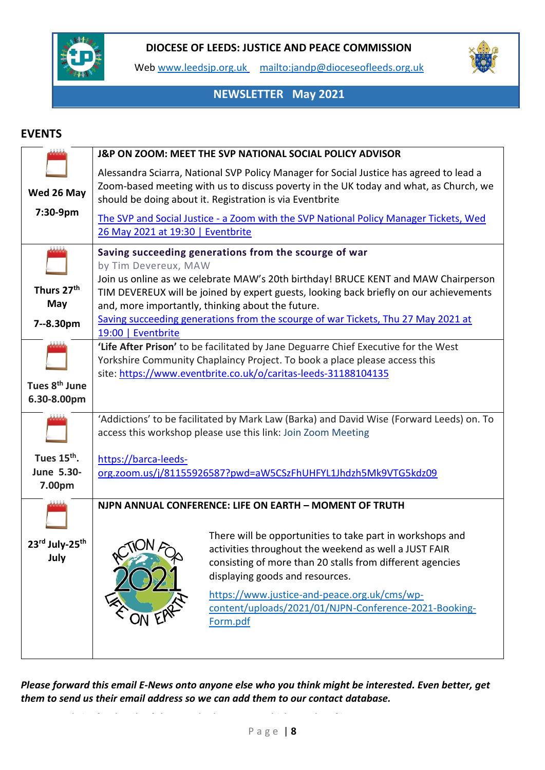DIOCESE OF LEEDS: JUSTICE AND PEACE COMMISSION

Web www.leedsjp.org.uk mailto:jandp@dioceseofleeds.org.uk

**NEWSLETTER May 2021**

## EVENTS

| | |
|---|---|
| **Wed 26 May** **7:30-9pm** | **J&P ON ZOOM: MEET THE SVP NATIONAL SOCIAL POLICY ADVISOR** Alessandra Sciarra, National SVP Policy Manager for Social Justice has agreed to lead a Zoom-based meeting with us to discuss poverty in the UK today and what, as Church, we should be doing about it. Registration is via Eventbrite The SVP and Social Justice - a Zoom with the SVP National Policy Manager Tickets, Wed 26 May 2021 at 19:30 \| Eventbrite |
| **Thurs 27th May** **7--8.30pm** | **Saving succeeding generations from the scourge of war** by Tim Devereux, MAW Join us online as we celebrate MAW's 20th birthday! BRUCE KENT and MAW Chairperson TIM DEVEREUX will be joined by expert guests, looking back briefly on our achievements and, more importantly, thinking about the future. Saving succeeding generations from the scourge of war Tickets, Thu 27 May 2021 at 19:00 \| Eventbrite |
| **Tues 8th June 6.30-8.00pm** | **'Life After Prison'** to be facilitated by Jane Deguarre Chief Executive for the West Yorkshire Community Chaplaincy Project. To book a place please access this site: https://www.eventbrite.co.uk/o/caritas-leeds-31188104135 |
| **Tues 15th. June 5.30-7.00pm** | 'Addictions' to be facilitated by Mark Law (Barka) and David Wise (Forward Leeds) on. To access this workshop please use this link: Join Zoom Meeting https://barca-leeds-org.zoom.us/j/81155926587?pwd=aW5CSzFhUHFYL1Jhdzh5Mk9VTG5kdz09 |
| **23rd July-25th July** | **NJPN ANNUAL CONFERENCE: LIFE ON EARTH – MOMENT OF TRUTH** ACTION FOR 2021 LIFE ON EARTH There will be opportunities to take part in workshops and activities throughout the weekend as well a JUST FAIR consisting of more than 20 stalls from different agencies displaying goods and resources. https://www.justice-and-peace.org.uk/cms/wp-content/uploads/2021/01/NJPN-Conference-2021-Booking-Form.pdf |

***Please forward this email E-News onto anyone else who you think might be interested. Even better, get them to send us their email address so we can add them to our contact database.***